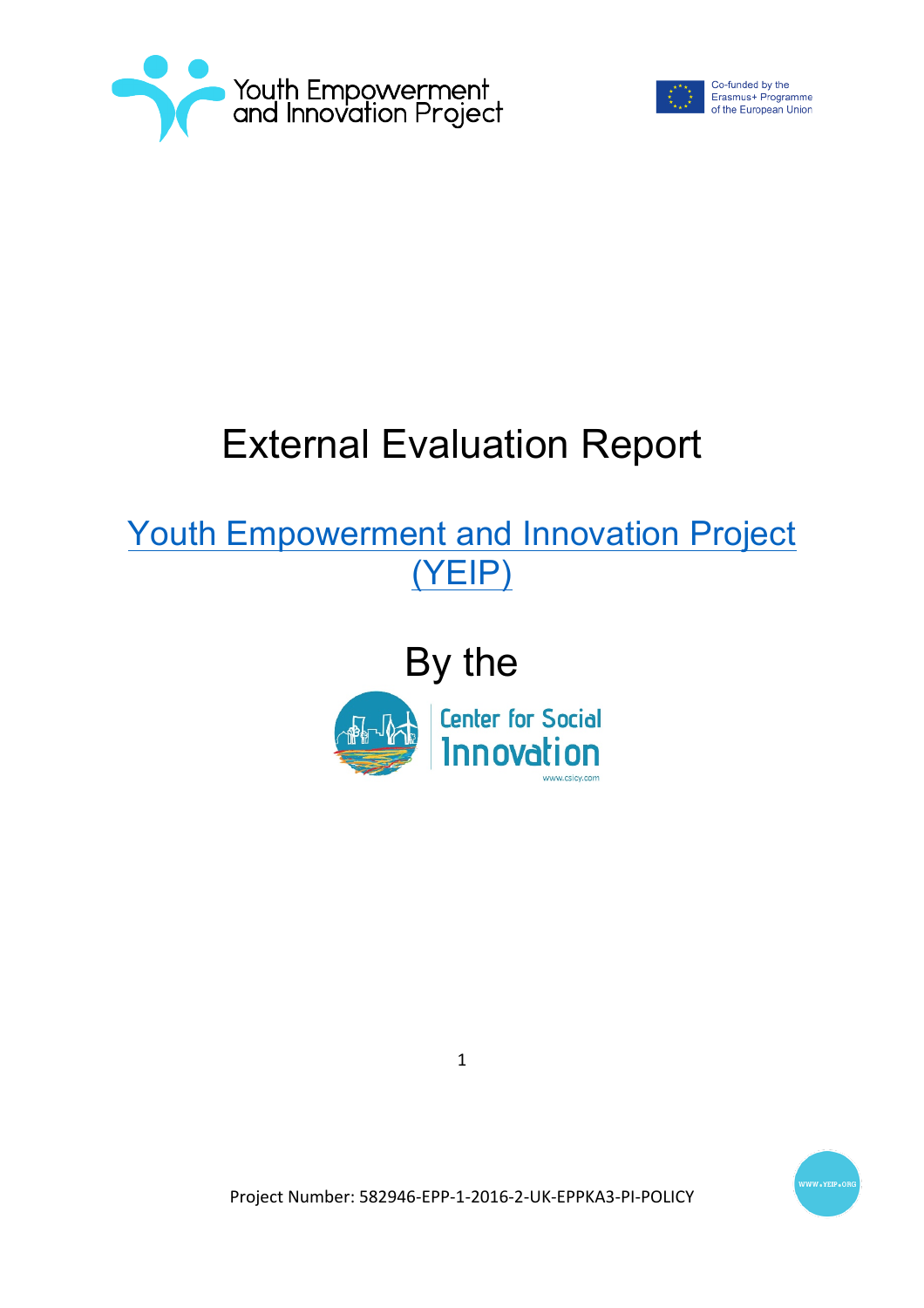Youth Empowerment and Innovation Project

Co-funded by the Erasmus+ Programme of the European Union

# External Evaluation Report

## Youth Empowerment and Innovation Project (YEIP)

## By the

Center for Social Innovation

www.csicy.com

Project Number: 582946-EPP-1-2016-2-UK-EPPKA3-PI-POLICY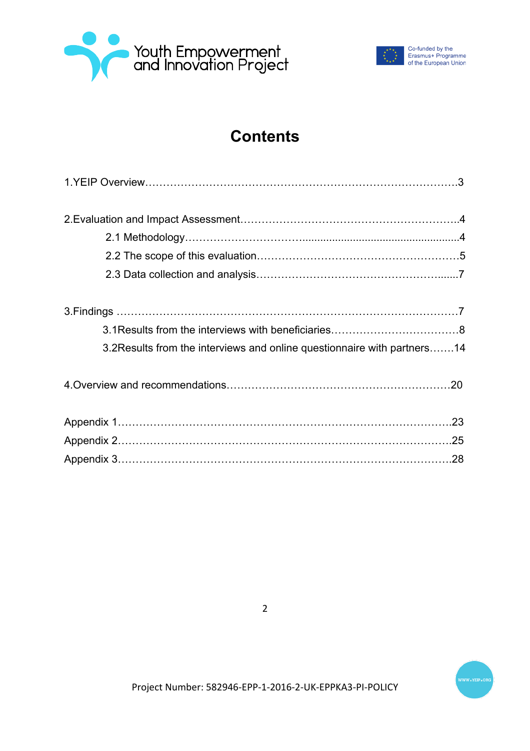# Contents

1.YEIP Overview……………………………………………………………………………3

2.Evaluation and Impact Assessment……………………………………………………4
- 2.1 Methodology…………………………………………………………………4
- 2.2 The scope of this evaluation…………………………………………………5
- 2.3 Data collection and analysis…………………………………………………7

3.Findings ……………………………………………………………………………………7
- 3.1Results from the interviews with beneficiaries………………………………8
- 3.2Results from the interviews and online questionnaire with partners…….14

4.Overview and recommendations…………………………………………………………20

Appendix 1……………………………………………………………………………………23
Appendix 2……………………………………………………………………………………25
Appendix 3……………………………………………………………………………………28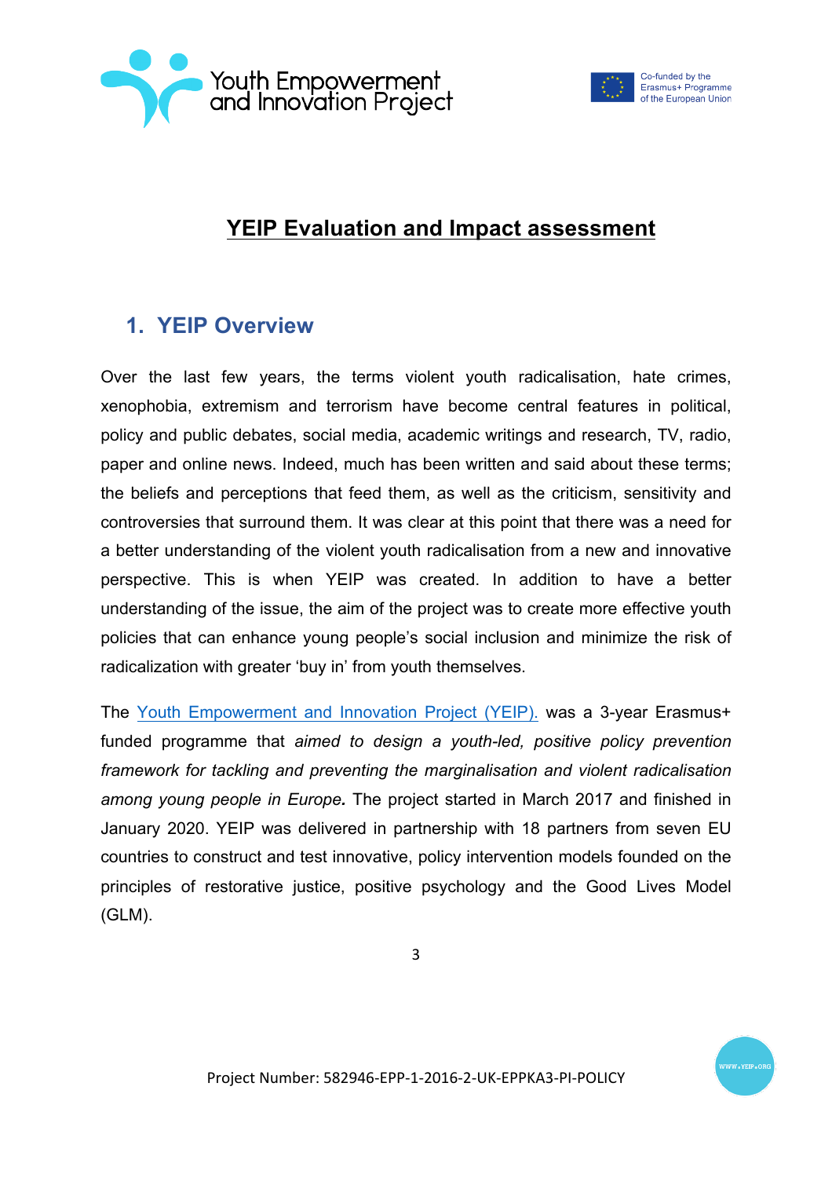# YEIP Evaluation and Impact assessment

## 1. YEIP Overview

Over the last few years, the terms violent youth radicalisation, hate crimes, xenophobia, extremism and terrorism have become central features in political, policy and public debates, social media, academic writings and research, TV, radio, paper and online news. Indeed, much has been written and said about these terms; the beliefs and perceptions that feed them, as well as the criticism, sensitivity and controversies that surround them. It was clear at this point that there was a need for a better understanding of the violent youth radicalisation from a new and innovative perspective. This is when YEIP was created. In addition to have a better understanding of the issue, the aim of the project was to create more effective youth policies that can enhance young people's social inclusion and minimize the risk of radicalization with greater 'buy in' from youth themselves.

The Youth Empowerment and Innovation Project (YEIP). was a 3-year Erasmus+ funded programme that *aimed to design a youth-led, positive policy prevention framework for tackling and preventing the marginalisation and violent radicalisation among young people in Europe.* The project started in March 2017 and finished in January 2020. YEIP was delivered in partnership with 18 partners from seven EU countries to construct and test innovative, policy intervention models founded on the principles of restorative justice, positive psychology and the Good Lives Model (GLM).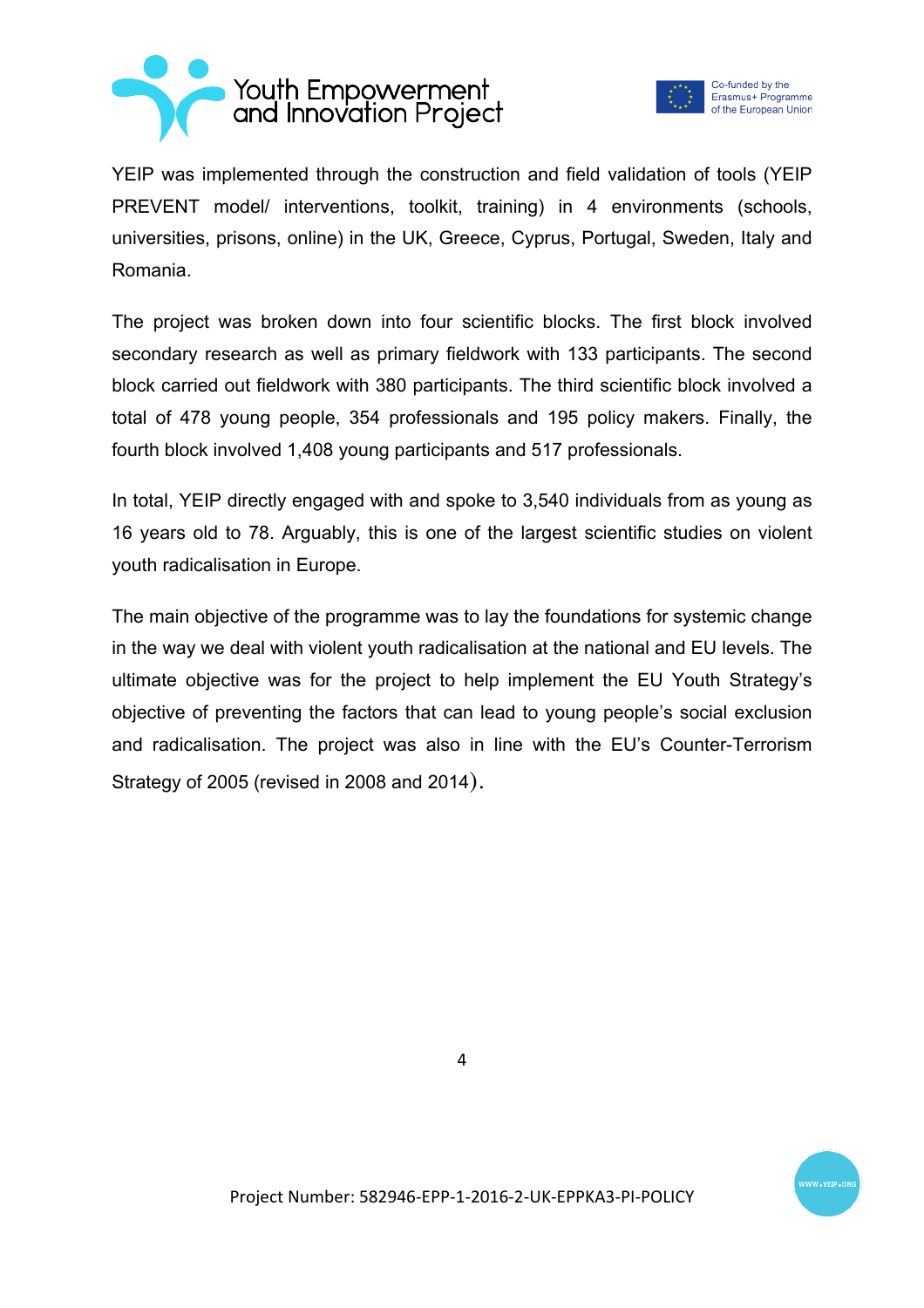YEIP was implemented through the construction and field validation of tools (YEIP PREVENT model/ interventions, toolkit, training) in 4 environments (schools, universities, prisons, online) in the UK, Greece, Cyprus, Portugal, Sweden, Italy and Romania.

The project was broken down into four scientific blocks. The first block involved secondary research as well as primary fieldwork with 133 participants. The second block carried out fieldwork with 380 participants. The third scientific block involved a total of 478 young people, 354 professionals and 195 policy makers. Finally, the fourth block involved 1,408 young participants and 517 professionals.

In total, YEIP directly engaged with and spoke to 3,540 individuals from as young as 16 years old to 78. Arguably, this is one of the largest scientific studies on violent youth radicalisation in Europe.

The main objective of the programme was to lay the foundations for systemic change in the way we deal with violent youth radicalisation at the national and EU levels. The ultimate objective was for the project to help implement the EU Youth Strategy's objective of preventing the factors that can lead to young people's social exclusion and radicalisation. The project was also in line with the EU's Counter-Terrorism Strategy of 2005 (revised in 2008 and 2014).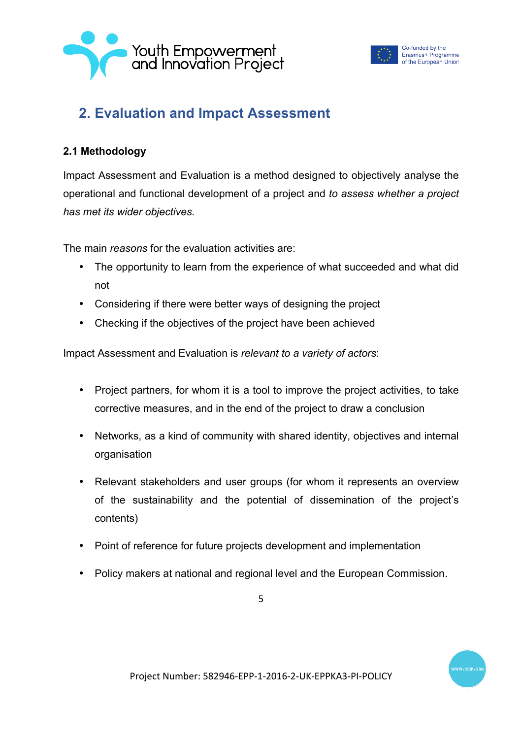## 2. Evaluation and Impact Assessment

### 2.1 Methodology

Impact Assessment and Evaluation is a method designed to objectively analyse the operational and functional development of a project and *to assess whether a project has met its wider objectives.*

The main *reasons* for the evaluation activities are:

- The opportunity to learn from the experience of what succeeded and what did not
- Considering if there were better ways of designing the project
- Checking if the objectives of the project have been achieved

Impact Assessment and Evaluation is *relevant to a variety of actors*:

- Project partners, for whom it is a tool to improve the project activities, to take corrective measures, and in the end of the project to draw a conclusion
- Networks, as a kind of community with shared identity, objectives and internal organisation
- Relevant stakeholders and user groups (for whom it represents an overview of the sustainability and the potential of dissemination of the project's contents)
- Point of reference for future projects development and implementation
- Policy makers at national and regional level and the European Commission.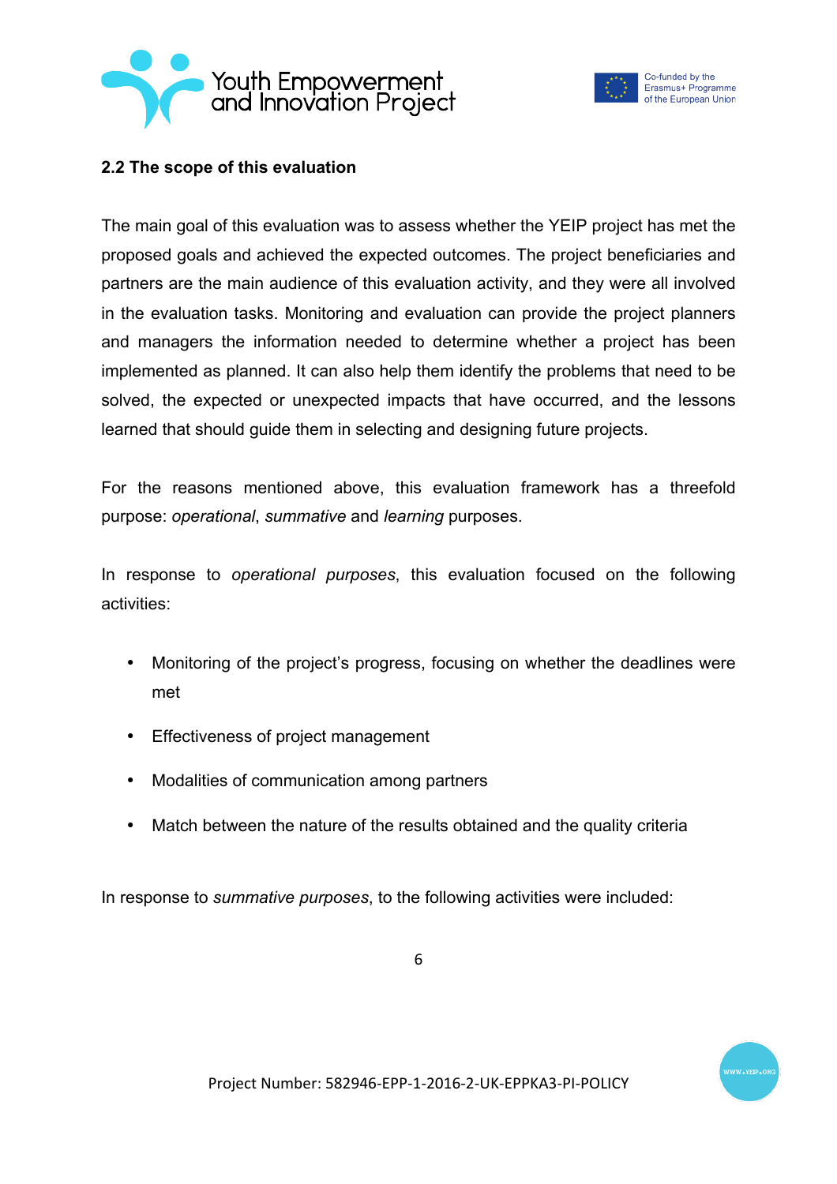## 2.2 The scope of this evaluation

The main goal of this evaluation was to assess whether the YEIP project has met the proposed goals and achieved the expected outcomes. The project beneficiaries and partners are the main audience of this evaluation activity, and they were all involved in the evaluation tasks. Monitoring and evaluation can provide the project planners and managers the information needed to determine whether a project has been implemented as planned. It can also help them identify the problems that need to be solved, the expected or unexpected impacts that have occurred, and the lessons learned that should guide them in selecting and designing future projects.

For the reasons mentioned above, this evaluation framework has a threefold purpose: *operational*, *summative* and *learning* purposes.

In response to *operational purposes*, this evaluation focused on the following activities:

- Monitoring of the project's progress, focusing on whether the deadlines were met
- Effectiveness of project management
- Modalities of communication among partners
- Match between the nature of the results obtained and the quality criteria

In response to *summative purposes*, to the following activities were included: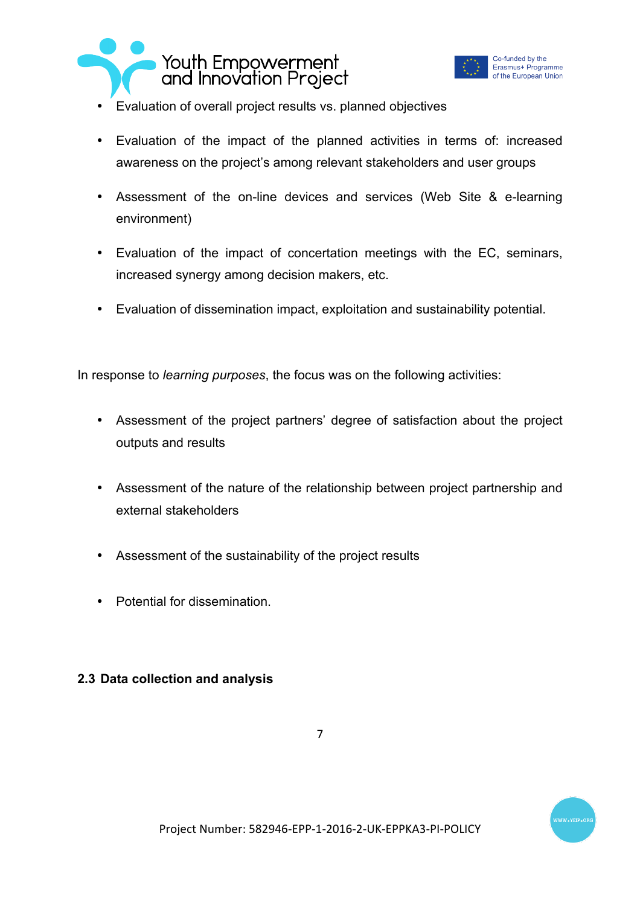- Evaluation of overall project results vs. planned objectives
- Evaluation of the impact of the planned activities in terms of: increased awareness on the project's among relevant stakeholders and user groups
- Assessment of the on-line devices and services (Web Site & e-learning environment)
- Evaluation of the impact of concertation meetings with the EC, seminars, increased synergy among decision makers, etc.
- Evaluation of dissemination impact, exploitation and sustainability potential.

In response to *learning purposes*, the focus was on the following activities:

- Assessment of the project partners' degree of satisfaction about the project outputs and results
- Assessment of the nature of the relationship between project partnership and external stakeholders
- Assessment of the sustainability of the project results
- Potential for dissemination.

## 2.3 Data collection and analysis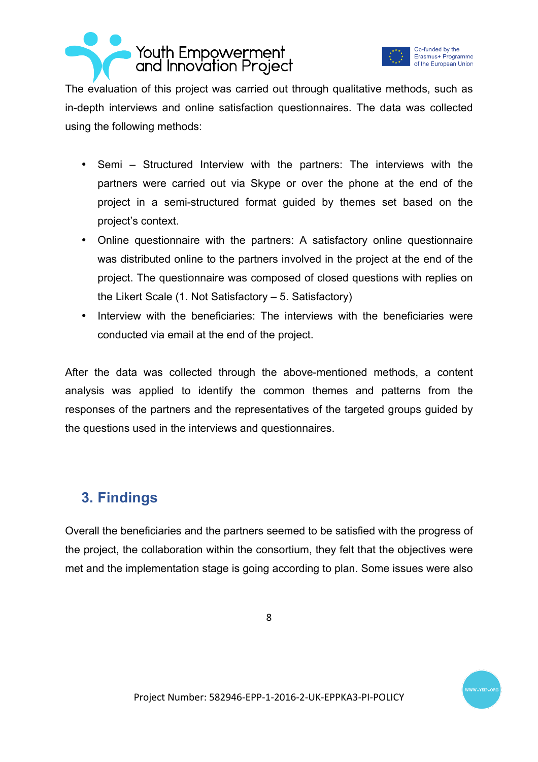The evaluation of this project was carried out through qualitative methods, such as in-depth interviews and online satisfaction questionnaires. The data was collected using the following methods:

- Semi – Structured Interview with the partners: The interviews with the partners were carried out via Skype or over the phone at the end of the project in a semi-structured format guided by themes set based on the project's context.
- Online questionnaire with the partners: A satisfactory online questionnaire was distributed online to the partners involved in the project at the end of the project. The questionnaire was composed of closed questions with replies on the Likert Scale (1. Not Satisfactory – 5. Satisfactory)
- Interview with the beneficiaries: The interviews with the beneficiaries were conducted via email at the end of the project.

After the data was collected through the above-mentioned methods, a content analysis was applied to identify the common themes and patterns from the responses of the partners and the representatives of the targeted groups guided by the questions used in the interviews and questionnaires.

## 3. Findings

Overall the beneficiaries and the partners seemed to be satisfied with the progress of the project, the collaboration within the consortium, they felt that the objectives were met and the implementation stage is going according to plan. Some issues were also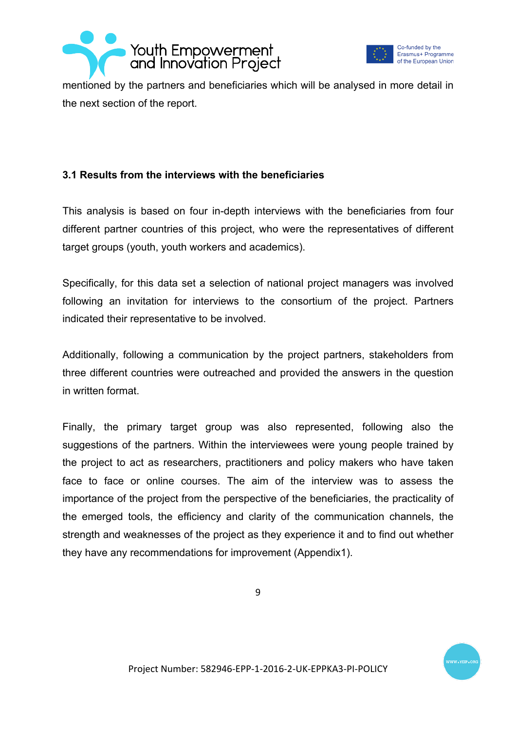mentioned by the partners and beneficiaries which will be analysed in more detail in the next section of the report.

### 3.1 Results from the interviews with the beneficiaries

This analysis is based on four in-depth interviews with the beneficiaries from four different partner countries of this project, who were the representatives of different target groups (youth, youth workers and academics).

Specifically, for this data set a selection of national project managers was involved following an invitation for interviews to the consortium of the project. Partners indicated their representative to be involved.

Additionally, following a communication by the project partners, stakeholders from three different countries were outreached and provided the answers in the question in written format.

Finally, the primary target group was also represented, following also the suggestions of the partners. Within the interviewees were young people trained by the project to act as researchers, practitioners and policy makers who have taken face to face or online courses. The aim of the interview was to assess the importance of the project from the perspective of the beneficiaries, the practicality of the emerged tools, the efficiency and clarity of the communication channels, the strength and weaknesses of the project as they experience it and to find out whether they have any recommendations for improvement (Appendix1).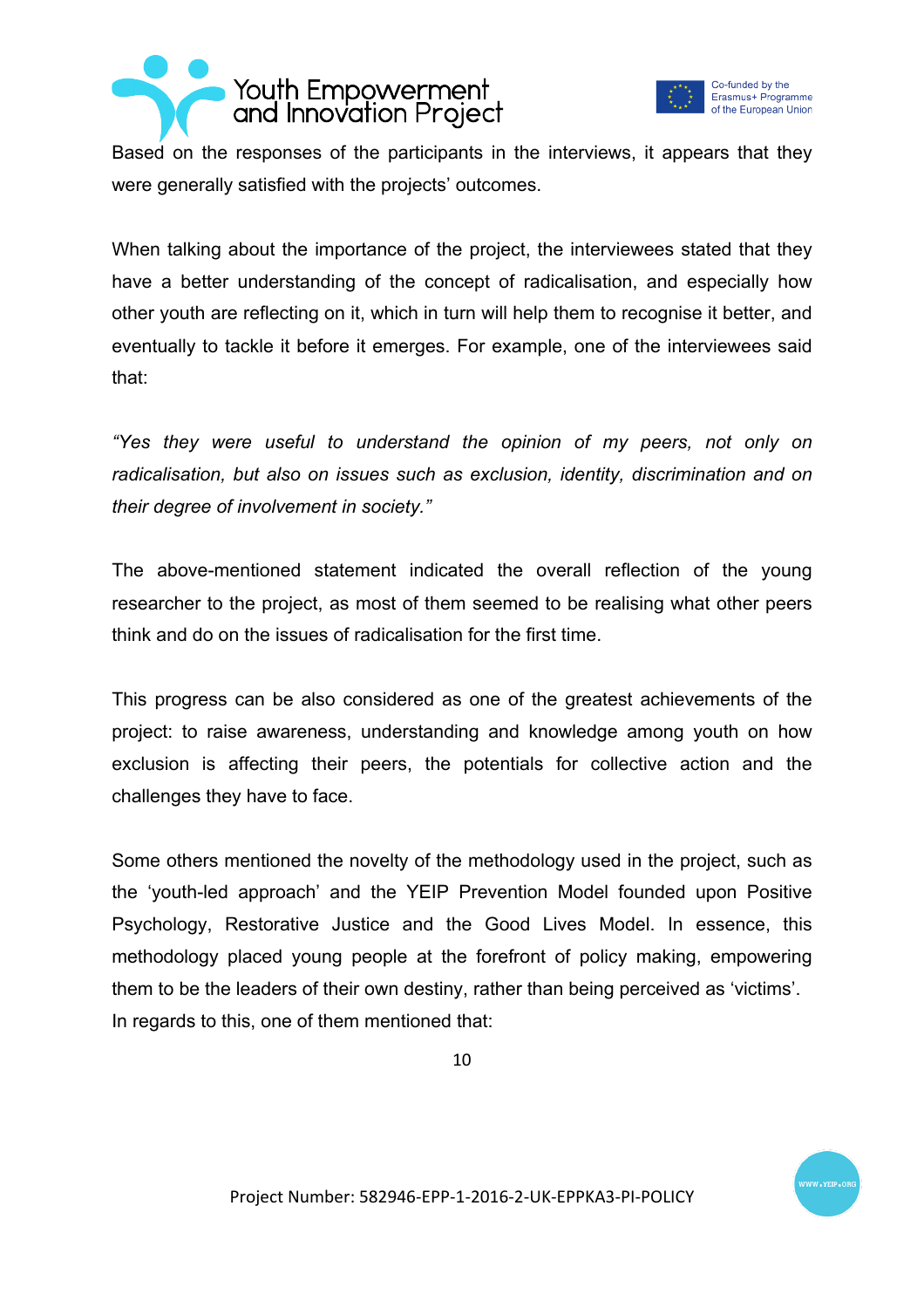Based on the responses of the participants in the interviews, it appears that they were generally satisfied with the projects' outcomes.

When talking about the importance of the project, the interviewees stated that they have a better understanding of the concept of radicalisation, and especially how other youth are reflecting on it, which in turn will help them to recognise it better, and eventually to tackle it before it emerges. For example, one of the interviewees said that:

*"Yes they were useful to understand the opinion of my peers, not only on radicalisation, but also on issues such as exclusion, identity, discrimination and on their degree of involvement in society."*

The above-mentioned statement indicated the overall reflection of the young researcher to the project, as most of them seemed to be realising what other peers think and do on the issues of radicalisation for the first time.

This progress can be also considered as one of the greatest achievements of the project: to raise awareness, understanding and knowledge among youth on how exclusion is affecting their peers, the potentials for collective action and the challenges they have to face.

Some others mentioned the novelty of the methodology used in the project, such as the 'youth-led approach' and the YEIP Prevention Model founded upon Positive Psychology, Restorative Justice and the Good Lives Model. In essence, this methodology placed young people at the forefront of policy making, empowering them to be the leaders of their own destiny, rather than being perceived as 'victims'. In regards to this, one of them mentioned that: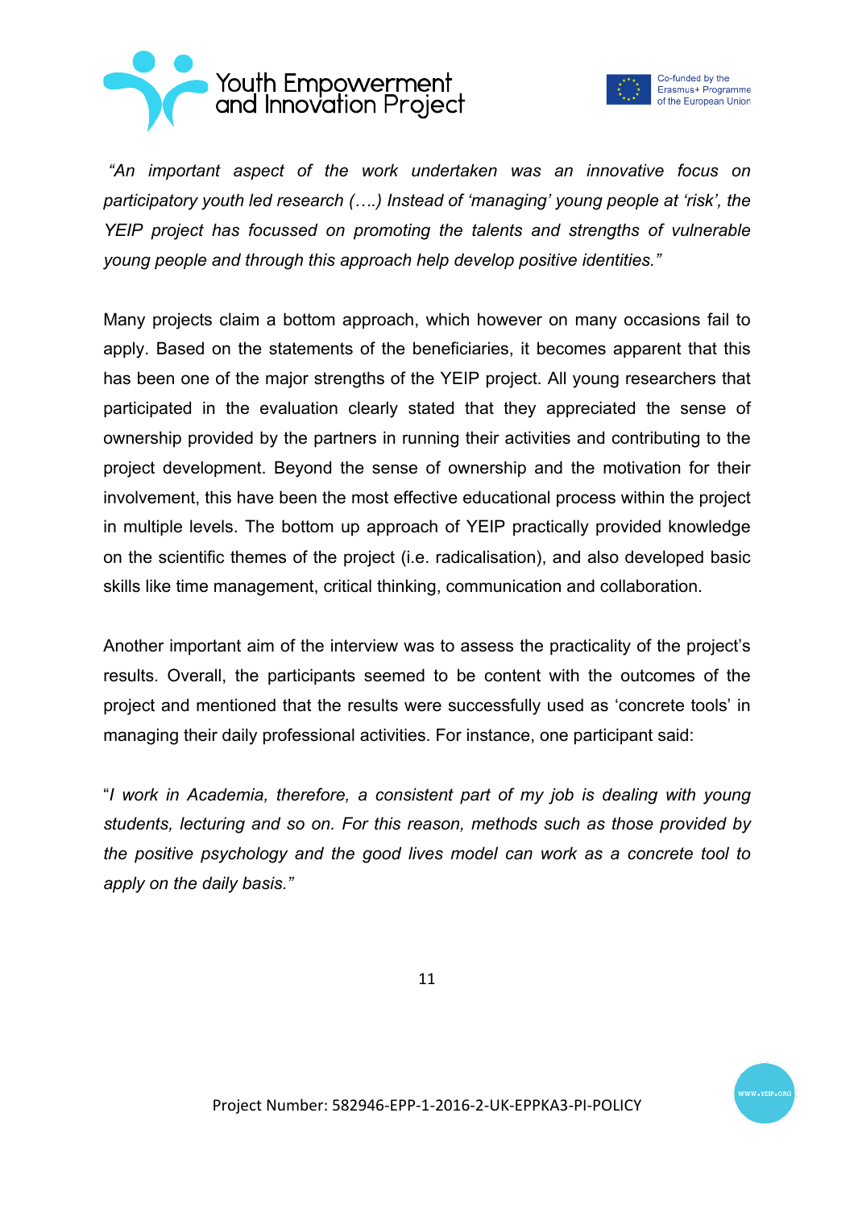*"An important aspect of the work undertaken was an innovative focus on participatory youth led research (….) Instead of 'managing' young people at 'risk', the YEIP project has focussed on promoting the talents and strengths of vulnerable young people and through this approach help develop positive identities."*

Many projects claim a bottom approach, which however on many occasions fail to apply. Based on the statements of the beneficiaries, it becomes apparent that this has been one of the major strengths of the YEIP project. All young researchers that participated in the evaluation clearly stated that they appreciated the sense of ownership provided by the partners in running their activities and contributing to the project development. Beyond the sense of ownership and the motivation for their involvement, this have been the most effective educational process within the project in multiple levels. The bottom up approach of YEIP practically provided knowledge on the scientific themes of the project (i.e. radicalisation), and also developed basic skills like time management, critical thinking, communication and collaboration.

Another important aim of the interview was to assess the practicality of the project's results. Overall, the participants seemed to be content with the outcomes of the project and mentioned that the results were successfully used as 'concrete tools' in managing their daily professional activities. For instance, one participant said:

"*I work in Academia, therefore, a consistent part of my job is dealing with young students, lecturing and so on. For this reason, methods such as those provided by the positive psychology and the good lives model can work as a concrete tool to apply on the daily basis."*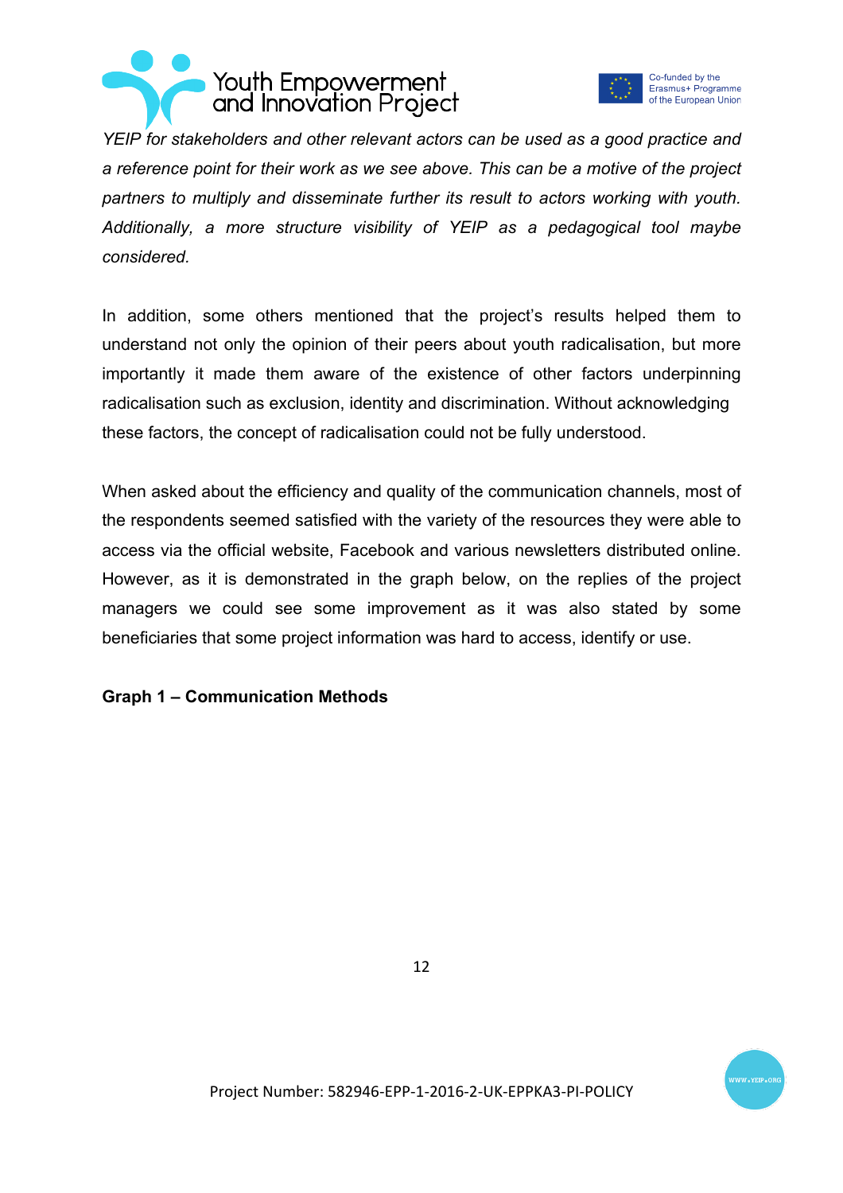*YEIP for stakeholders and other relevant actors can be used as a good practice and a reference point for their work as we see above. This can be a motive of the project partners to multiply and disseminate further its result to actors working with youth. Additionally, a more structure visibility of YEIP as a pedagogical tool maybe considered.*

In addition, some others mentioned that the project's results helped them to understand not only the opinion of their peers about youth radicalisation, but more importantly it made them aware of the existence of other factors underpinning radicalisation such as exclusion, identity and discrimination. Without acknowledging these factors, the concept of radicalisation could not be fully understood.

When asked about the efficiency and quality of the communication channels, most of the respondents seemed satisfied with the variety of the resources they were able to access via the official website, Facebook and various newsletters distributed online. However, as it is demonstrated in the graph below, on the replies of the project managers we could see some improvement as it was also stated by some beneficiaries that some project information was hard to access, identify or use.

**Graph 1 – Communication Methods**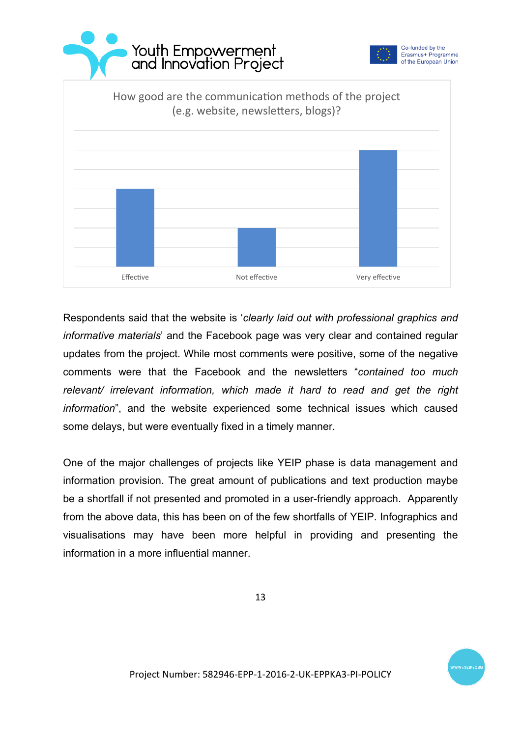How good are the communication methods of the project (e.g. website, newsletters, blogs)?

Effective | Not effective | Very effective

Respondents said that the website is '*clearly laid out with professional graphics and informative materials*' and the Facebook page was very clear and contained regular updates from the project. While most comments were positive, some of the negative comments were that the Facebook and the newsletters "*contained too much relevant/ irrelevant information, which made it hard to read and get the right information*", and the website experienced some technical issues which caused some delays, but were eventually fixed in a timely manner.

One of the major challenges of projects like YEIP phase is data management and information provision. The great amount of publications and text production maybe be a shortfall if not presented and promoted in a user-friendly approach. Apparently from the above data, this has been on of the few shortfalls of YEIP. Infographics and visualisations may have been more helpful in providing and presenting the information in a more influential manner.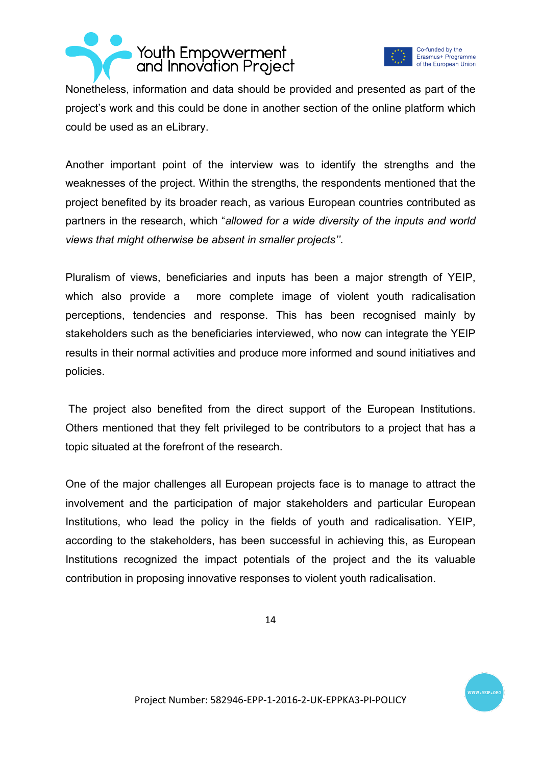Nonetheless, information and data should be provided and presented as part of the project's work and this could be done in another section of the online platform which could be used as an eLibrary.

Another important point of the interview was to identify the strengths and the weaknesses of the project. Within the strengths, the respondents mentioned that the project benefited by its broader reach, as various European countries contributed as partners in the research, which "*allowed for a wide diversity of the inputs and world views that might otherwise be absent in smaller projects*''.

Pluralism of views, beneficiaries and inputs has been a major strength of YEIP, which also provide a more complete image of violent youth radicalisation perceptions, tendencies and response. This has been recognised mainly by stakeholders such as the beneficiaries interviewed, who now can integrate the YEIP results in their normal activities and produce more informed and sound initiatives and policies.

The project also benefited from the direct support of the European Institutions. Others mentioned that they felt privileged to be contributors to a project that has a topic situated at the forefront of the research.

One of the major challenges all European projects face is to manage to attract the involvement and the participation of major stakeholders and particular European Institutions, who lead the policy in the fields of youth and radicalisation. YEIP, according to the stakeholders, has been successful in achieving this, as European Institutions recognized the impact potentials of the project and the its valuable contribution in proposing innovative responses to violent youth radicalisation.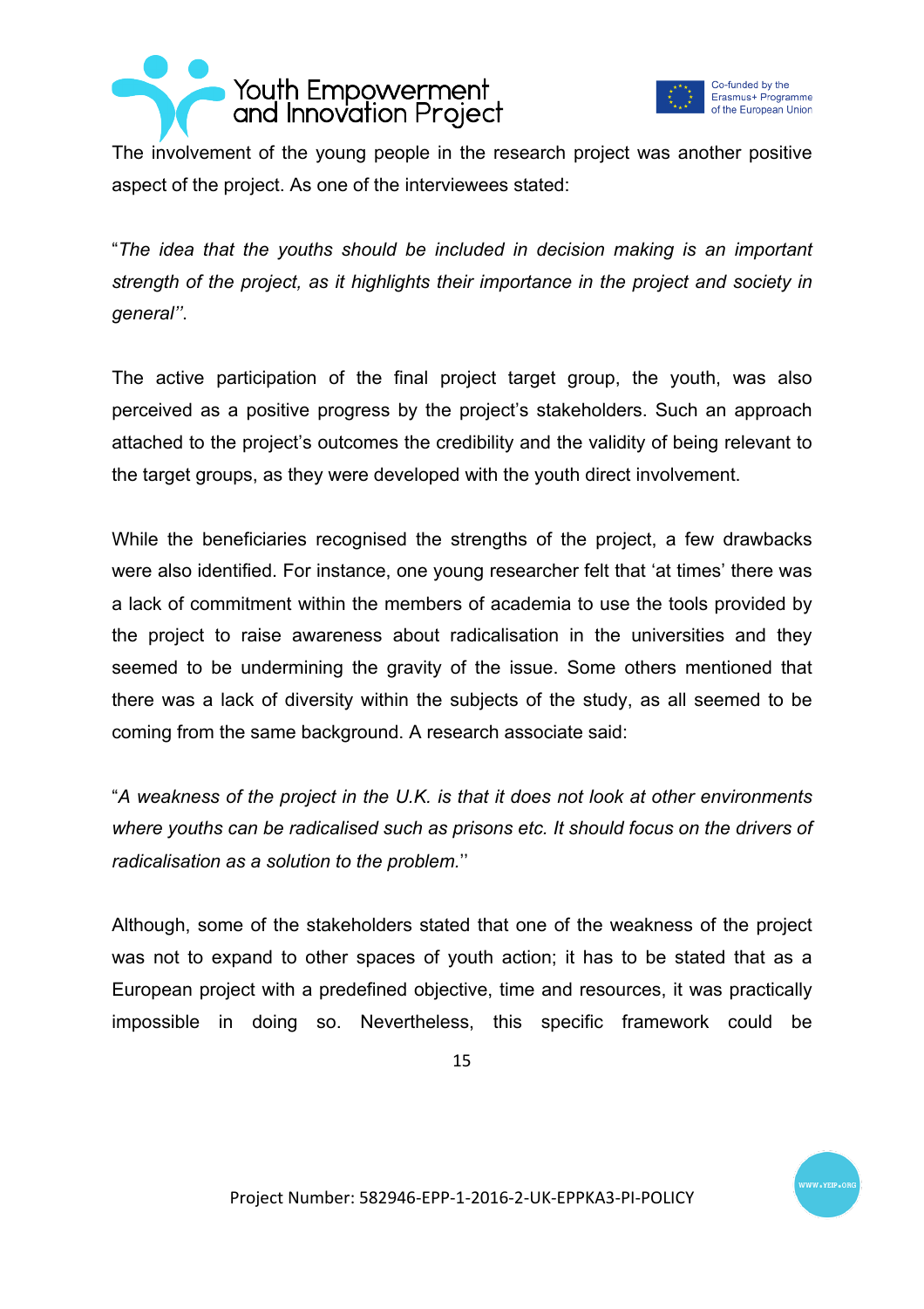The involvement of the young people in the research project was another positive aspect of the project. As one of the interviewees stated:

"*The idea that the youths should be included in decision making is an important strength of the project, as it highlights their importance in the project and society in general''*.

The active participation of the final project target group, the youth, was also perceived as a positive progress by the project's stakeholders. Such an approach attached to the project's outcomes the credibility and the validity of being relevant to the target groups, as they were developed with the youth direct involvement.

While the beneficiaries recognised the strengths of the project, a few drawbacks were also identified. For instance, one young researcher felt that 'at times' there was a lack of commitment within the members of academia to use the tools provided by the project to raise awareness about radicalisation in the universities and they seemed to be undermining the gravity of the issue. Some others mentioned that there was a lack of diversity within the subjects of the study, as all seemed to be coming from the same background. A research associate said:

"*A weakness of the project in the U.K. is that it does not look at other environments where youths can be radicalised such as prisons etc. It should focus on the drivers of radicalisation as a solution to the problem.*''

Although, some of the stakeholders stated that one of the weakness of the project was not to expand to other spaces of youth action; it has to be stated that as a European project with a predefined objective, time and resources, it was practically impossible in doing so. Nevertheless, this specific framework could be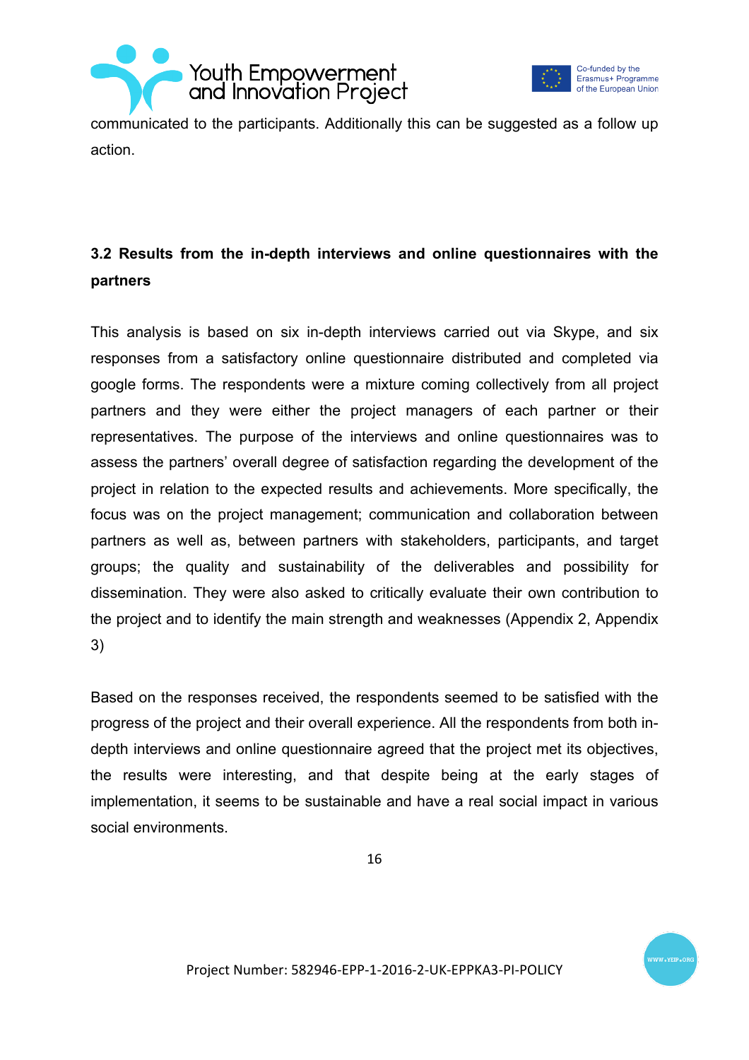communicated to the participants. Additionally this can be suggested as a follow up action.

### 3.2 Results from the in-depth interviews and online questionnaires with the partners

This analysis is based on six in-depth interviews carried out via Skype, and six responses from a satisfactory online questionnaire distributed and completed via google forms. The respondents were a mixture coming collectively from all project partners and they were either the project managers of each partner or their representatives. The purpose of the interviews and online questionnaires was to assess the partners' overall degree of satisfaction regarding the development of the project in relation to the expected results and achievements. More specifically, the focus was on the project management; communication and collaboration between partners as well as, between partners with stakeholders, participants, and target groups; the quality and sustainability of the deliverables and possibility for dissemination. They were also asked to critically evaluate their own contribution to the project and to identify the main strength and weaknesses (Appendix 2, Appendix 3)

Based on the responses received, the respondents seemed to be satisfied with the progress of the project and their overall experience. All the respondents from both in-depth interviews and online questionnaire agreed that the project met its objectives, the results were interesting, and that despite being at the early stages of implementation, it seems to be sustainable and have a real social impact in various social environments.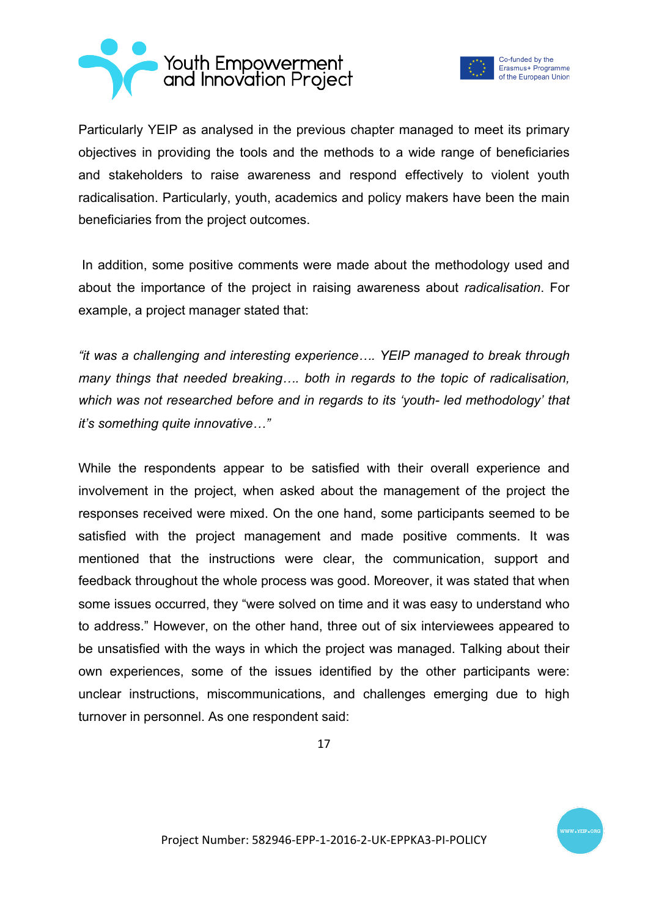Particularly YEIP as analysed in the previous chapter managed to meet its primary objectives in providing the tools and the methods to a wide range of beneficiaries and stakeholders to raise awareness and respond effectively to violent youth radicalisation. Particularly, youth, academics and policy makers have been the main beneficiaries from the project outcomes.

In addition, some positive comments were made about the methodology used and about the importance of the project in raising awareness about *radicalisation*. For example, a project manager stated that:

*"it was a challenging and interesting experience…. YEIP managed to break through many things that needed breaking…. both in regards to the topic of radicalisation, which was not researched before and in regards to its 'youth- led methodology' that it's something quite innovative…"*

While the respondents appear to be satisfied with their overall experience and involvement in the project, when asked about the management of the project the responses received were mixed. On the one hand, some participants seemed to be satisfied with the project management and made positive comments. It was mentioned that the instructions were clear, the communication, support and feedback throughout the whole process was good. Moreover, it was stated that when some issues occurred, they "were solved on time and it was easy to understand who to address." However, on the other hand, three out of six interviewees appeared to be unsatisfied with the ways in which the project was managed. Talking about their own experiences, some of the issues identified by the other participants were: unclear instructions, miscommunications, and challenges emerging due to high turnover in personnel. As one respondent said: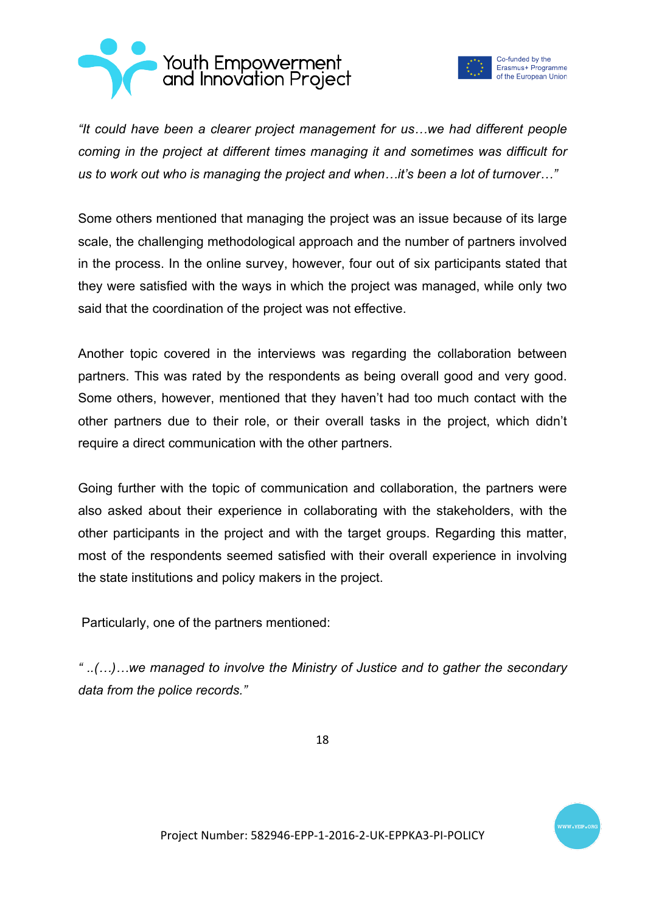*"It could have been a clearer project management for us…we had different people coming in the project at different times managing it and sometimes was difficult for us to work out who is managing the project and when…it's been a lot of turnover…"*

Some others mentioned that managing the project was an issue because of its large scale, the challenging methodological approach and the number of partners involved in the process. In the online survey, however, four out of six participants stated that they were satisfied with the ways in which the project was managed, while only two said that the coordination of the project was not effective.

Another topic covered in the interviews was regarding the collaboration between partners. This was rated by the respondents as being overall good and very good. Some others, however, mentioned that they haven't had too much contact with the other partners due to their role, or their overall tasks in the project, which didn't require a direct communication with the other partners.

Going further with the topic of communication and collaboration, the partners were also asked about their experience in collaborating with the stakeholders, with the other participants in the project and with the target groups. Regarding this matter, most of the respondents seemed satisfied with their overall experience in involving the state institutions and policy makers in the project.

Particularly, one of the partners mentioned:

*" ..(…)…we managed to involve the Ministry of Justice and to gather the secondary data from the police records."*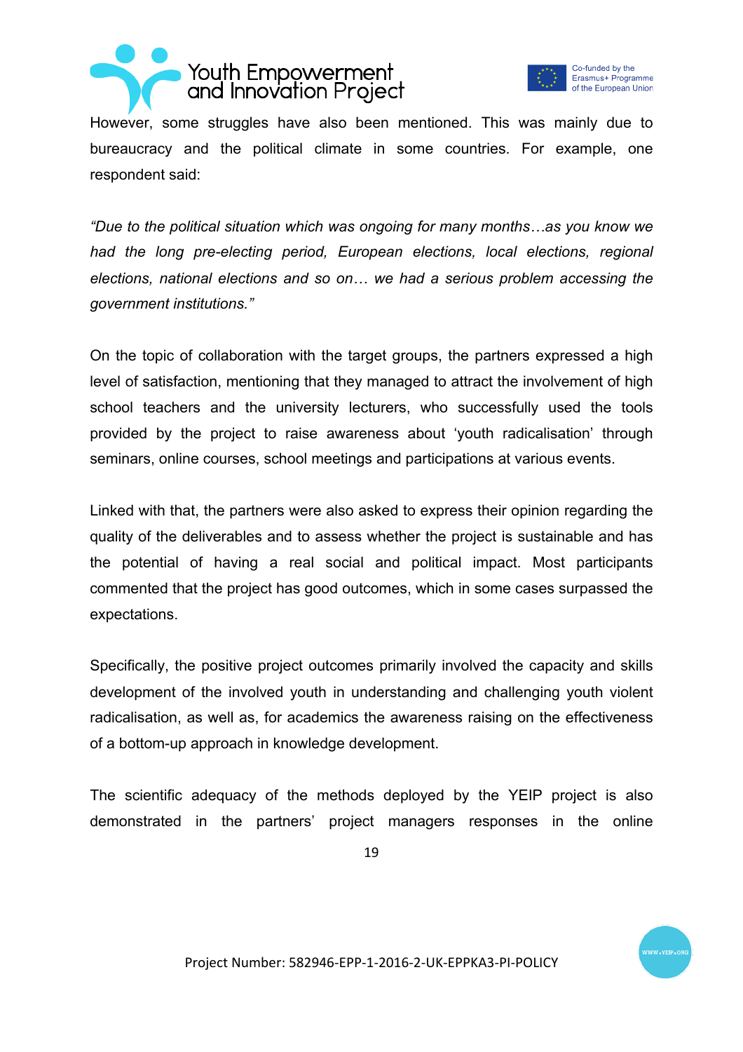However, some struggles have also been mentioned. This was mainly due to bureaucracy and the political climate in some countries. For example, one respondent said:

*"Due to the political situation which was ongoing for many months…as you know we had the long pre-electing period, European elections, local elections, regional elections, national elections and so on… we had a serious problem accessing the government institutions."*

On the topic of collaboration with the target groups, the partners expressed a high level of satisfaction, mentioning that they managed to attract the involvement of high school teachers and the university lecturers, who successfully used the tools provided by the project to raise awareness about 'youth radicalisation' through seminars, online courses, school meetings and participations at various events.

Linked with that, the partners were also asked to express their opinion regarding the quality of the deliverables and to assess whether the project is sustainable and has the potential of having a real social and political impact. Most participants commented that the project has good outcomes, which in some cases surpassed the expectations.

Specifically, the positive project outcomes primarily involved the capacity and skills development of the involved youth in understanding and challenging youth violent radicalisation, as well as, for academics the awareness raising on the effectiveness of a bottom-up approach in knowledge development.

The scientific adequacy of the methods deployed by the YEIP project is also demonstrated in the partners' project managers responses in the online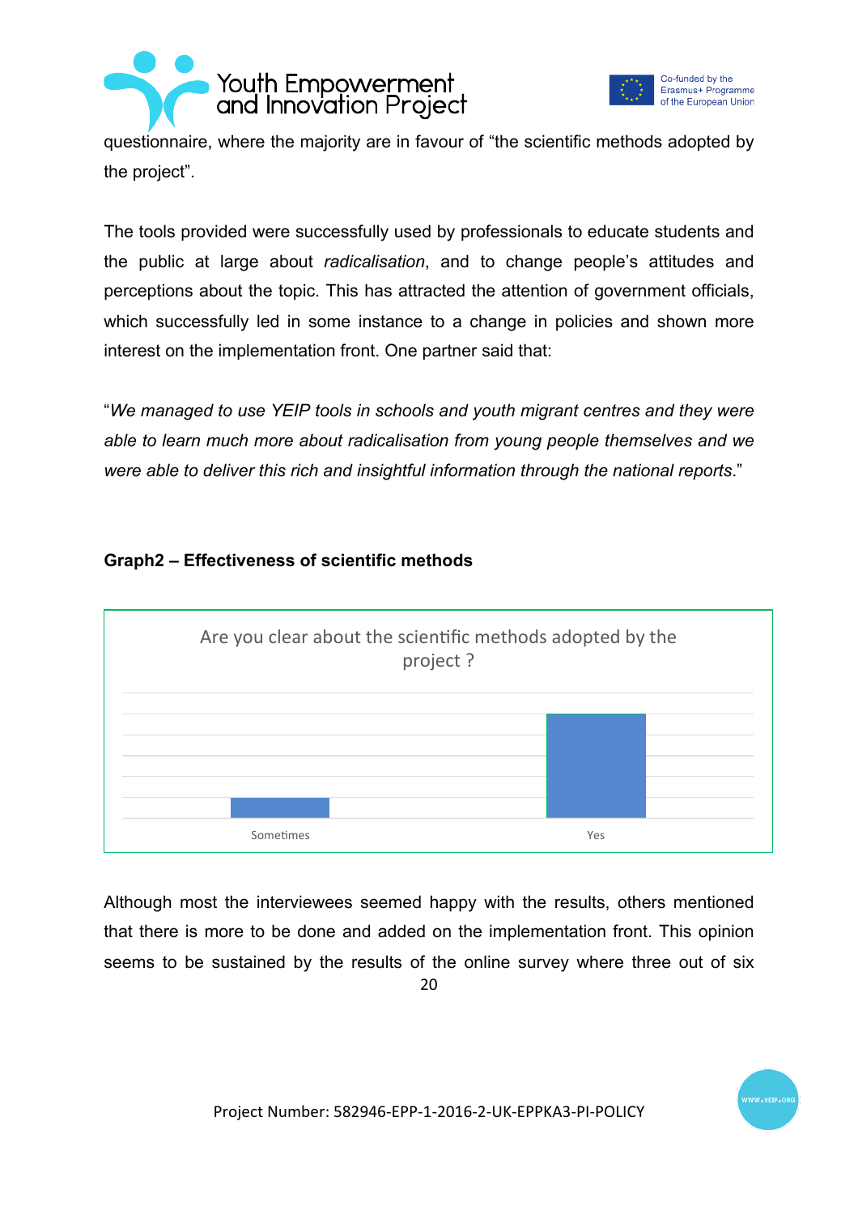questionnaire, where the majority are in favour of “the scientific methods adopted by the project”.

The tools provided were successfully used by professionals to educate students and the public at large about *radicalisation*, and to change people’s attitudes and perceptions about the topic. This has attracted the attention of government officials, which successfully led in some instance to a change in policies and shown more interest on the implementation front. One partner said that:

“*We managed to use YEIP tools in schools and youth migrant centres and they were able to learn much more about radicalisation from young people themselves and we were able to deliver this rich and insightful information through the national reports*.”

**Graph2 – Effectiveness of scientific methods**

Are you clear about the scientific methods adopted by the project ?

Sometimes | Yes

Although most the interviewees seemed happy with the results, others mentioned that there is more to be done and added on the implementation front. This opinion seems to be sustained by the results of the online survey where three out of six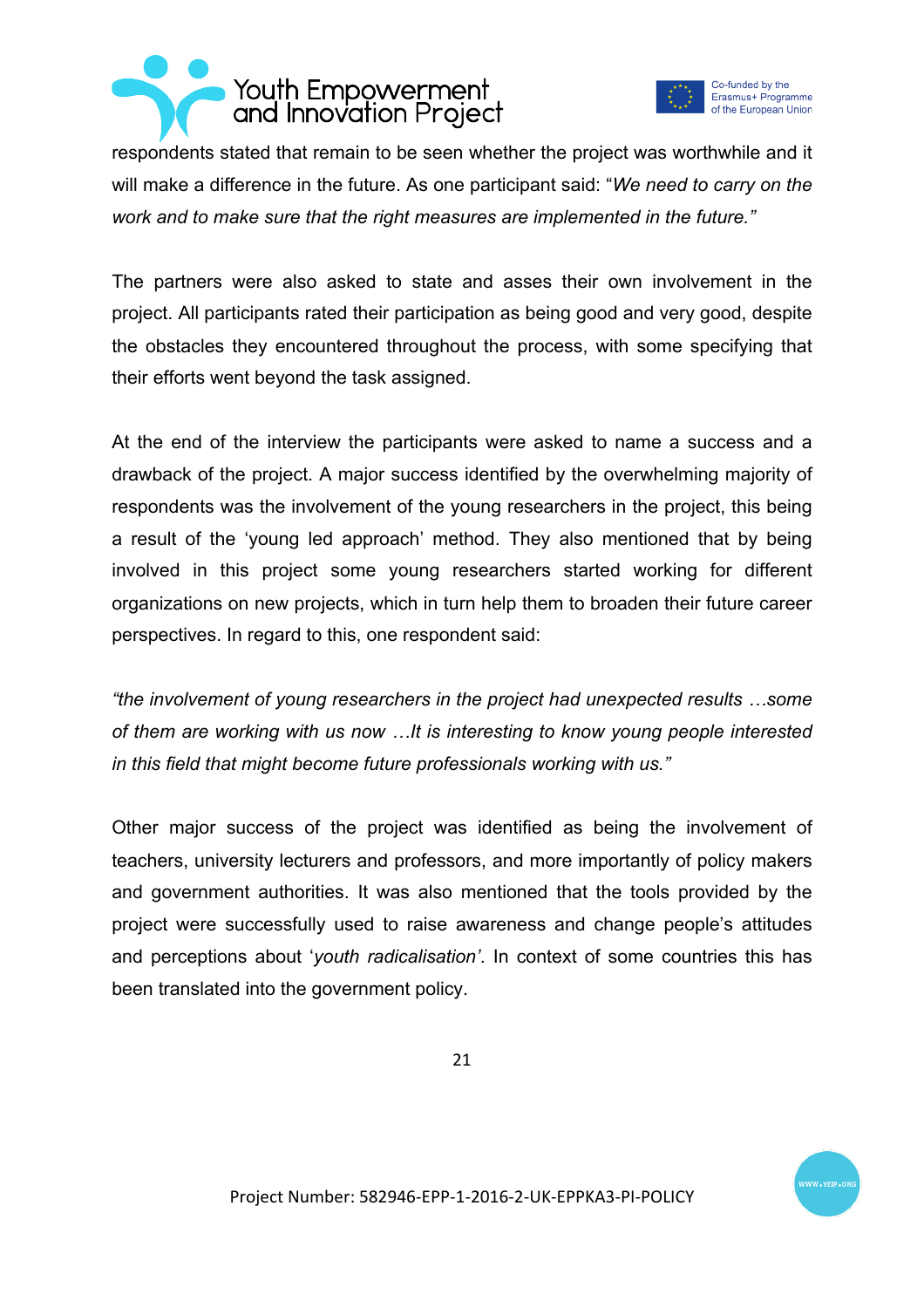respondents stated that remain to be seen whether the project was worthwhile and it will make a difference in the future. As one participant said: "*We need to carry on the work and to make sure that the right measures are implemented in the future."*

The partners were also asked to state and asses their own involvement in the project. All participants rated their participation as being good and very good, despite the obstacles they encountered throughout the process, with some specifying that their efforts went beyond the task assigned.

At the end of the interview the participants were asked to name a success and a drawback of the project. A major success identified by the overwhelming majority of respondents was the involvement of the young researchers in the project, this being a result of the 'young led approach' method. They also mentioned that by being involved in this project some young researchers started working for different organizations on new projects, which in turn help them to broaden their future career perspectives. In regard to this, one respondent said:

*"the involvement of young researchers in the project had unexpected results …some of them are working with us now …It is interesting to know young people interested in this field that might become future professionals working with us."*

Other major success of the project was identified as being the involvement of teachers, university lecturers and professors, and more importantly of policy makers and government authorities. It was also mentioned that the tools provided by the project were successfully used to raise awareness and change people's attitudes and perceptions about '*youth radicalisation'*. In context of some countries this has been translated into the government policy.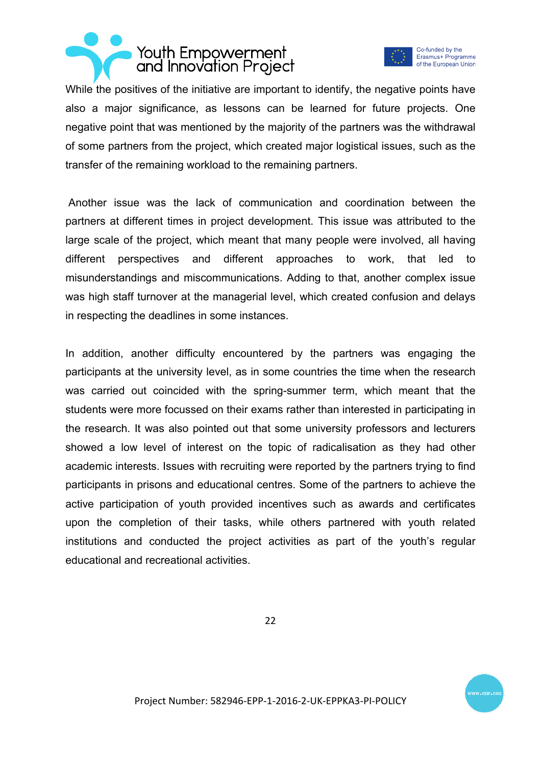While the positives of the initiative are important to identify, the negative points have also a major significance, as lessons can be learned for future projects. One negative point that was mentioned by the majority of the partners was the withdrawal of some partners from the project, which created major logistical issues, such as the transfer of the remaining workload to the remaining partners.

Another issue was the lack of communication and coordination between the partners at different times in project development. This issue was attributed to the large scale of the project, which meant that many people were involved, all having different perspectives and different approaches to work, that led to misunderstandings and miscommunications. Adding to that, another complex issue was high staff turnover at the managerial level, which created confusion and delays in respecting the deadlines in some instances.

In addition, another difficulty encountered by the partners was engaging the participants at the university level, as in some countries the time when the research was carried out coincided with the spring-summer term, which meant that the students were more focussed on their exams rather than interested in participating in the research. It was also pointed out that some university professors and lecturers showed a low level of interest on the topic of radicalisation as they had other academic interests. Issues with recruiting were reported by the partners trying to find participants in prisons and educational centres. Some of the partners to achieve the active participation of youth provided incentives such as awards and certificates upon the completion of their tasks, while others partnered with youth related institutions and conducted the project activities as part of the youth's regular educational and recreational activities.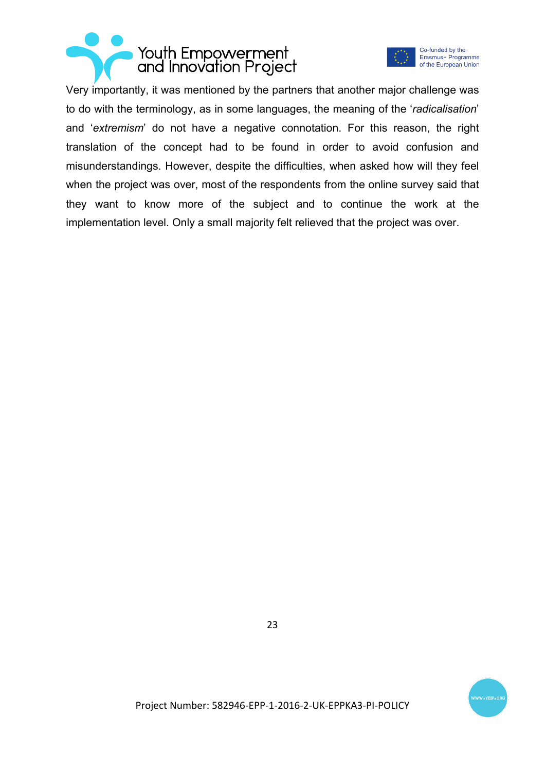Very importantly, it was mentioned by the partners that another major challenge was to do with the terminology, as in some languages, the meaning of the '*radicalisation*' and '*extremism*' do not have a negative connotation. For this reason, the right translation of the concept had to be found in order to avoid confusion and misunderstandings. However, despite the difficulties, when asked how will they feel when the project was over, most of the respondents from the online survey said that they want to know more of the subject and to continue the work at the implementation level. Only a small majority felt relieved that the project was over.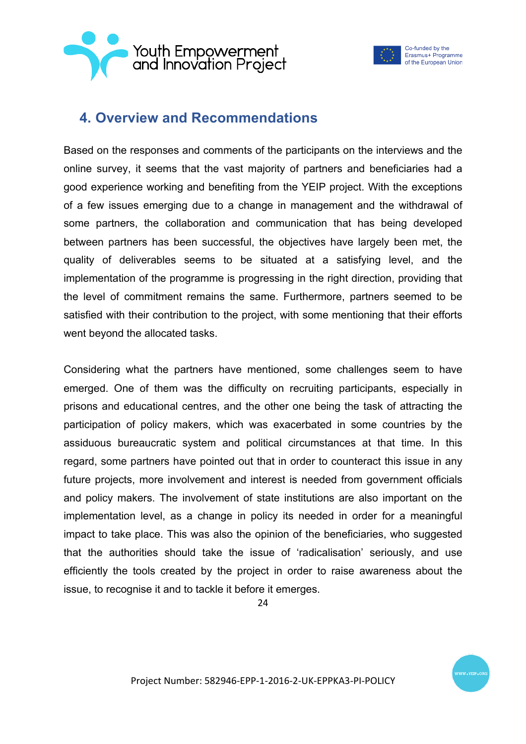## 4. Overview and Recommendations

Based on the responses and comments of the participants on the interviews and the online survey, it seems that the vast majority of partners and beneficiaries had a good experience working and benefiting from the YEIP project. With the exceptions of a few issues emerging due to a change in management and the withdrawal of some partners, the collaboration and communication that has being developed between partners has been successful, the objectives have largely been met, the quality of deliverables seems to be situated at a satisfying level, and the implementation of the programme is progressing in the right direction, providing that the level of commitment remains the same. Furthermore, partners seemed to be satisfied with their contribution to the project, with some mentioning that their efforts went beyond the allocated tasks.

Considering what the partners have mentioned, some challenges seem to have emerged. One of them was the difficulty on recruiting participants, especially in prisons and educational centres, and the other one being the task of attracting the participation of policy makers, which was exacerbated in some countries by the assiduous bureaucratic system and political circumstances at that time. In this regard, some partners have pointed out that in order to counteract this issue in any future projects, more involvement and interest is needed from government officials and policy makers. The involvement of state institutions are also important on the implementation level, as a change in policy its needed in order for a meaningful impact to take place. This was also the opinion of the beneficiaries, who suggested that the authorities should take the issue of 'radicalisation' seriously, and use efficiently the tools created by the project in order to raise awareness about the issue, to recognise it and to tackle it before it emerges.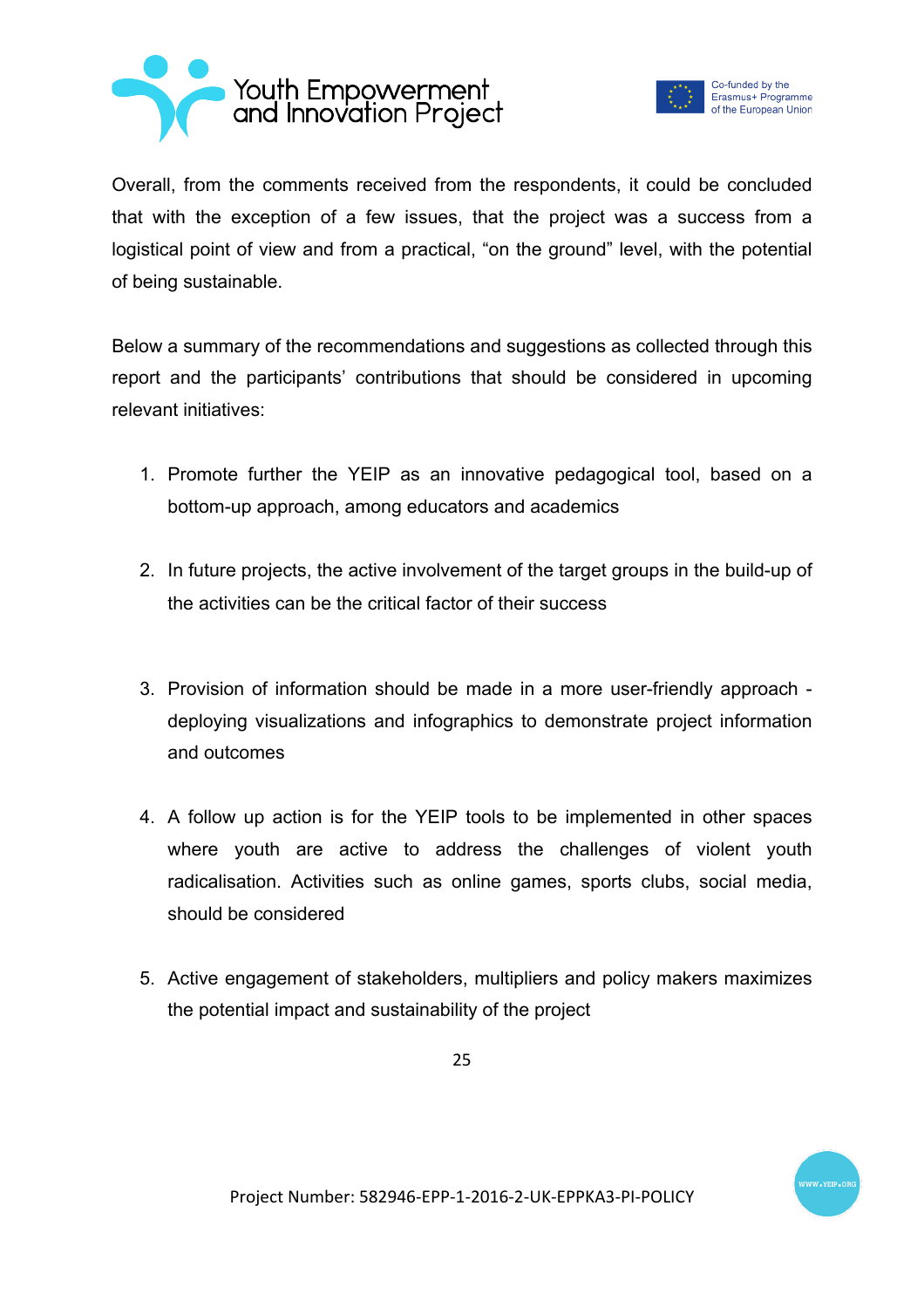Overall, from the comments received from the respondents, it could be concluded that with the exception of a few issues, that the project was a success from a logistical point of view and from a practical, “on the ground” level, with the potential of being sustainable.

Below a summary of the recommendations and suggestions as collected through this report and the participants’ contributions that should be considered in upcoming relevant initiatives:

1. Promote further the YEIP as an innovative pedagogical tool, based on a bottom-up approach, among educators and academics

2. In future projects, the active involvement of the target groups in the build-up of the activities can be the critical factor of their success

3. Provision of information should be made in a more user-friendly approach - deploying visualizations and infographics to demonstrate project information and outcomes

4. A follow up action is for the YEIP tools to be implemented in other spaces where youth are active to address the challenges of violent youth radicalisation. Activities such as online games, sports clubs, social media, should be considered

5. Active engagement of stakeholders, multipliers and policy makers maximizes the potential impact and sustainability of the project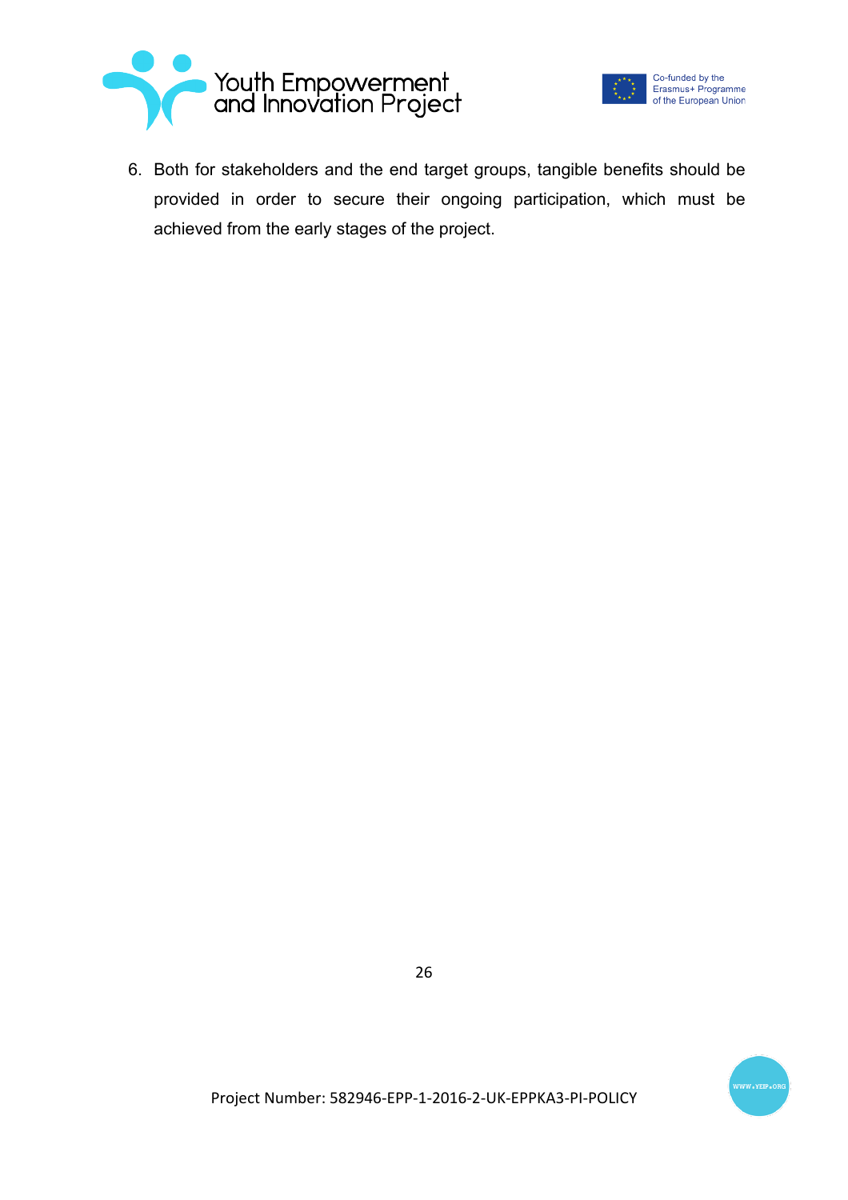6. Both for stakeholders and the end target groups, tangible benefits should be provided in order to secure their ongoing participation, which must be achieved from the early stages of the project.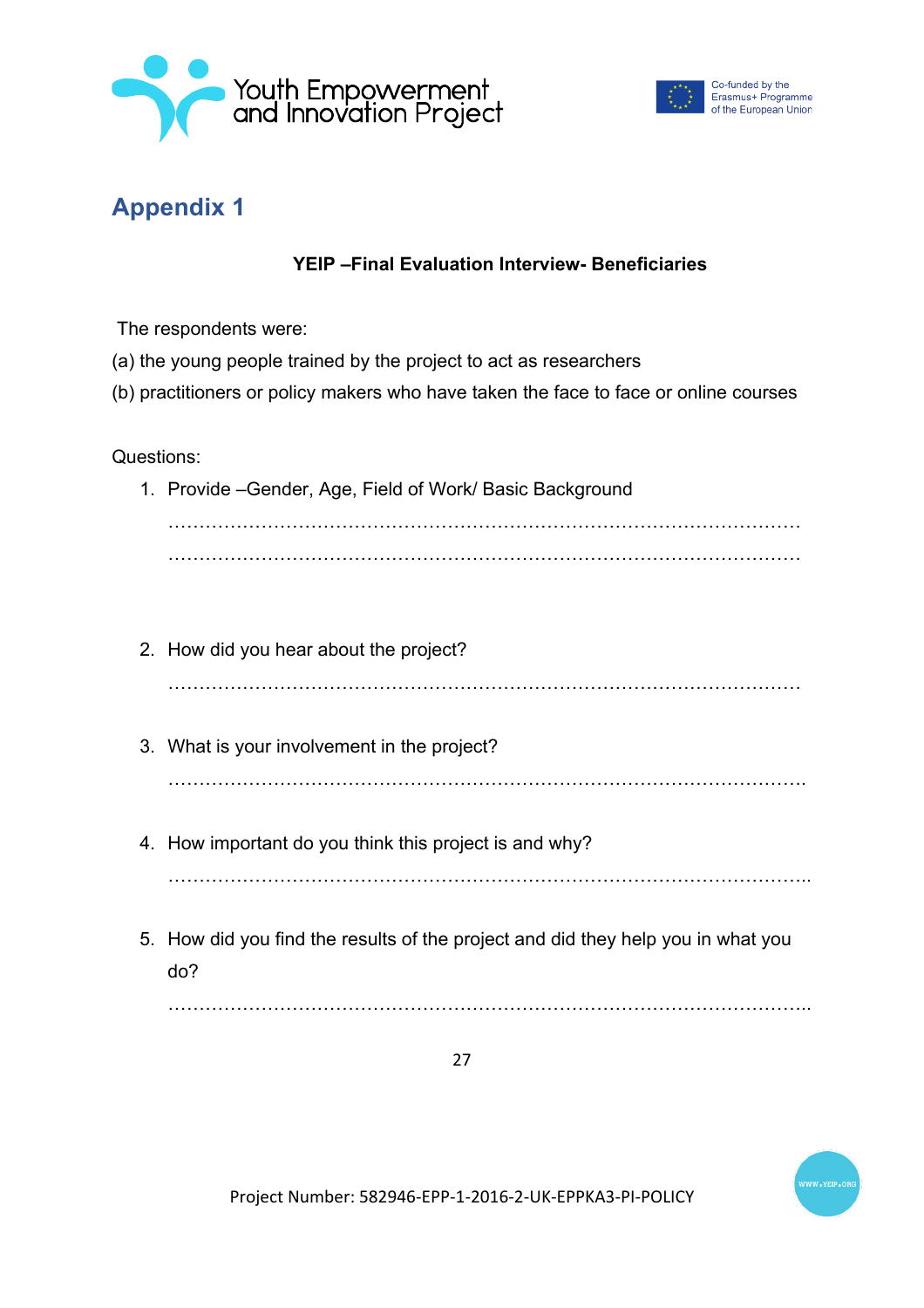# Appendix 1

**YEIP –Final Evaluation Interview- Beneficiaries**

The respondents were:

(a) the young people trained by the project to act as researchers

(b) practitioners or policy makers who have taken the face to face or online courses

Questions:

1. Provide –Gender, Age, Field of Work/ Basic Background

   …………………………………………………………………………………………

   …………………………………………………………………………………………

2. How did you hear about the project?

   …………………………………………………………………………………………

3. What is your involvement in the project?

   …………………………………………………………………………………………..

4. How important do you think this project is and why?

   …………………………………………………………………………………………..

5. How did you find the results of the project and did they help you in what you do?

   …………………………………………………………………………………………..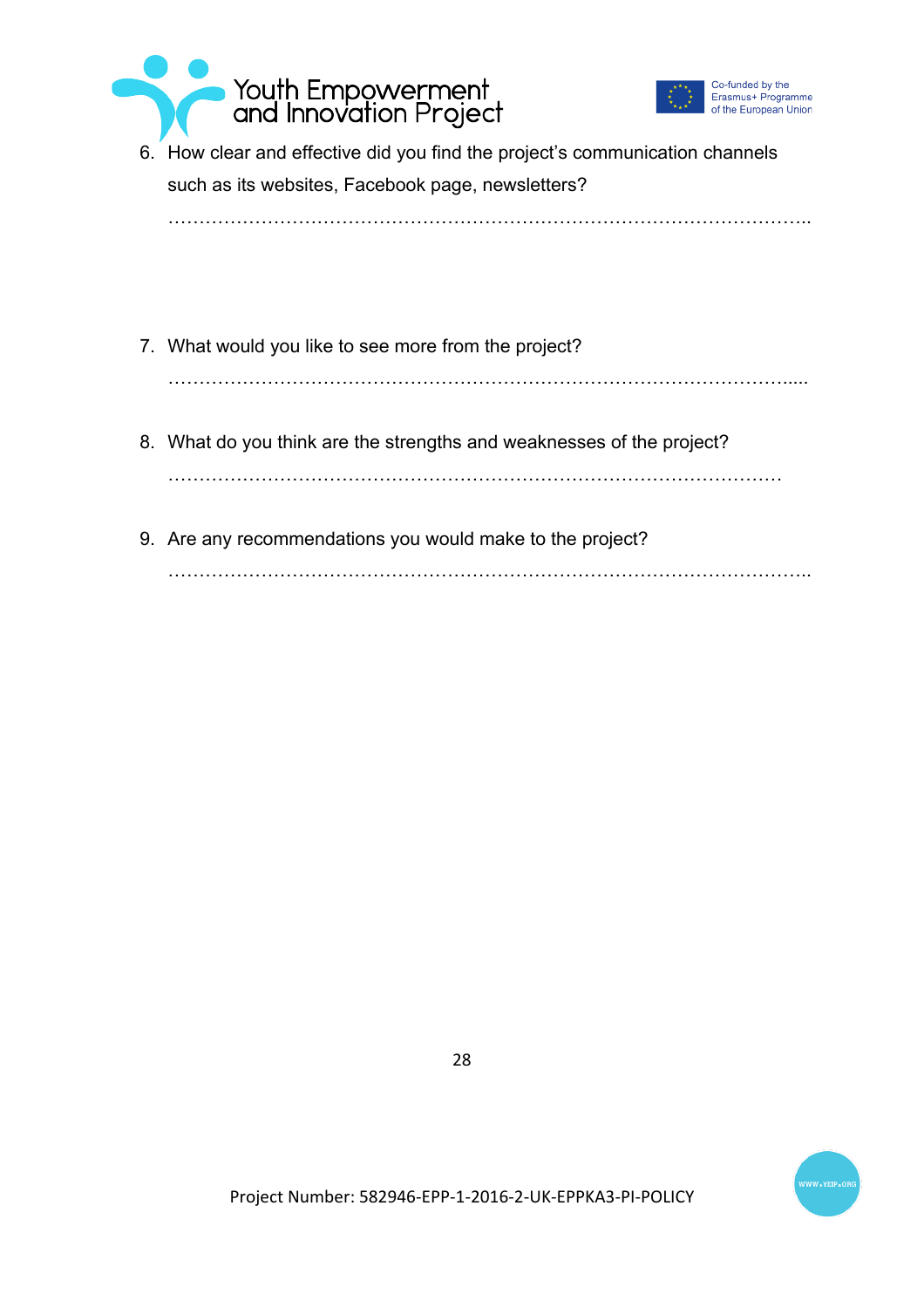6. How clear and effective did you find the project's communication channels such as its websites, Facebook page, newsletters?

   …………………………………………………………………………………………..

7. What would you like to see more from the project?

   …………………………………………………………………………………….....

8. What do you think are the strengths and weaknesses of the project?

   ………………………………………………………………………………………

9. Are any recommendations you would make to the project?

   …………………………………………………………………………………………..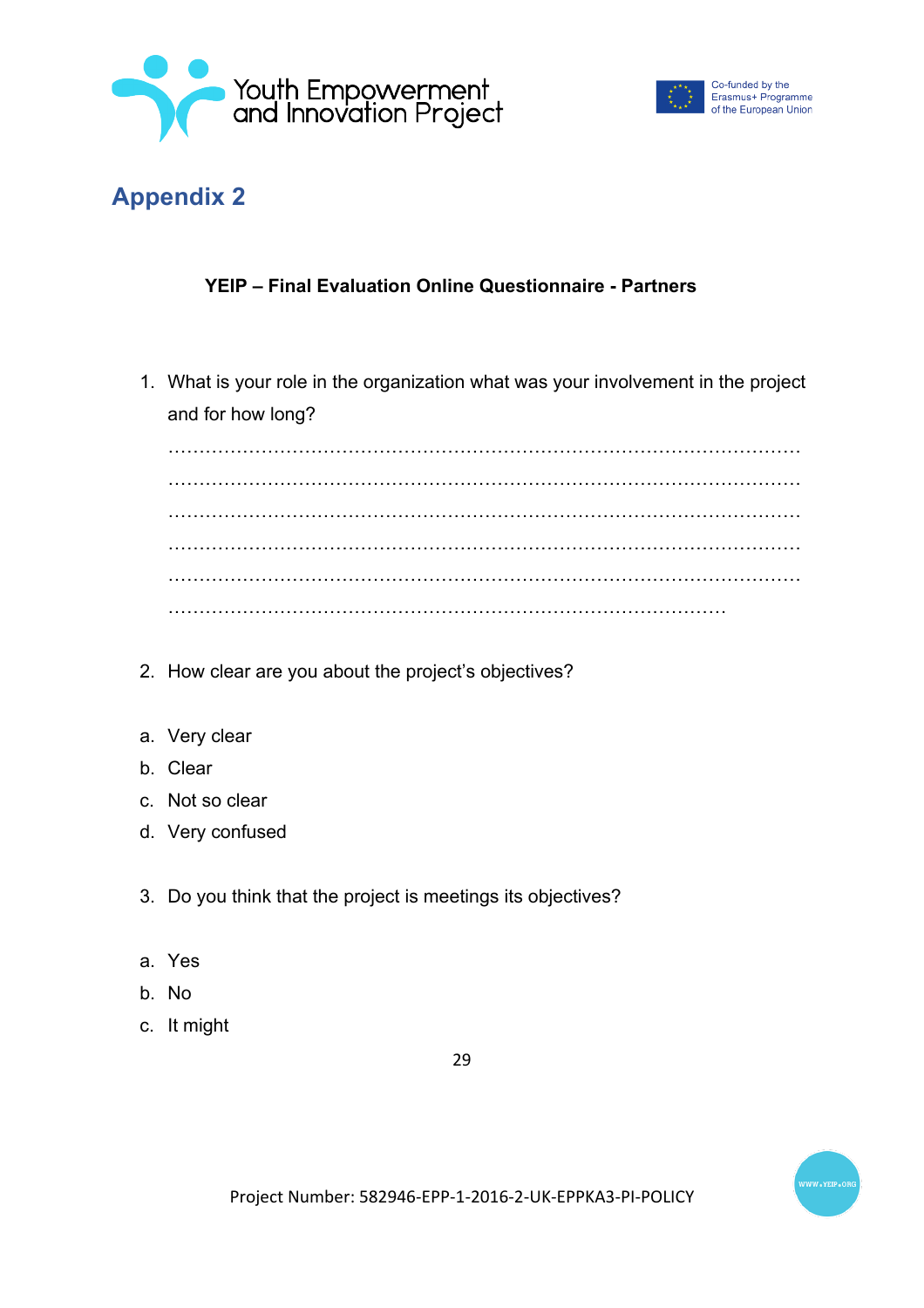## Appendix 2

**YEIP – Final Evaluation Online Questionnaire - Partners**

1. What is your role in the organization what was your involvement in the project and for how long?

   …………………………………………………………………………………………
   …………………………………………………………………………………………
   …………………………………………………………………………………………
   …………………………………………………………………………………………
   …………………………………………………………………………………………
   ……………………………………………………………………………………

2. How clear are you about the project's objectives?

a. Very clear
b. Clear
c. Not so clear
d. Very confused

3. Do you think that the project is meetings its objectives?

a. Yes
b. No
c. It might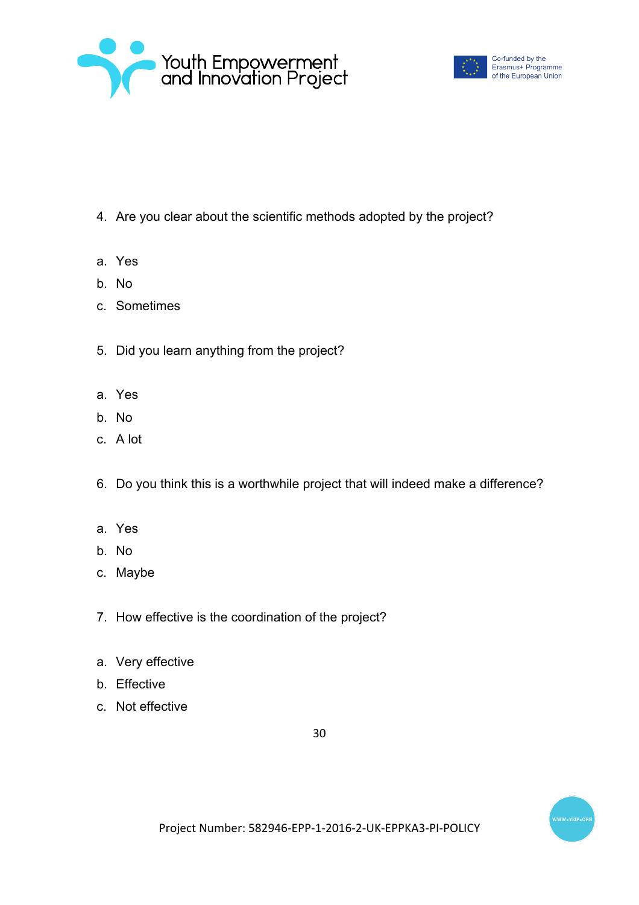4. Are you clear about the scientific methods adopted by the project?

a. Yes
b. No
c. Sometimes

5. Did you learn anything from the project?

a. Yes
b. No
c. A lot

6. Do you think this is a worthwhile project that will indeed make a difference?

a. Yes
b. No
c. Maybe

7. How effective is the coordination of the project?

a. Very effective
b. Effective
c. Not effective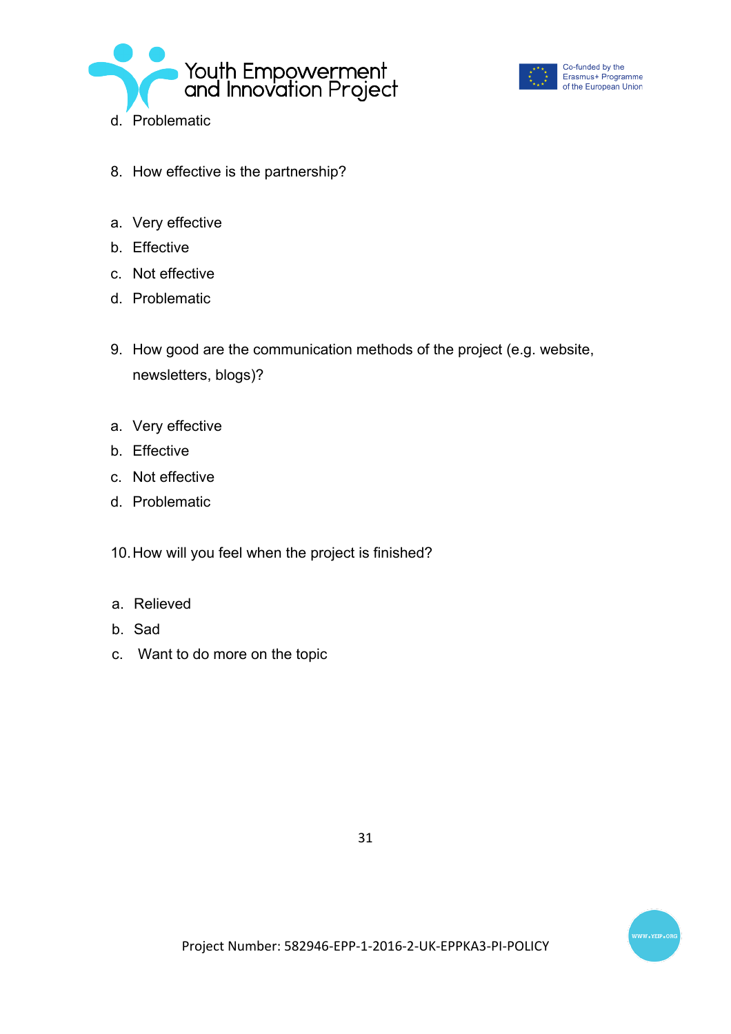d. Problematic

8. How effective is the partnership?

a. Very effective
b. Effective
c. Not effective
d. Problematic

9. How good are the communication methods of the project (e.g. website, newsletters, blogs)?

a. Very effective
b. Effective
c. Not effective
d. Problematic

10. How will you feel when the project is finished?

a. Relieved
b. Sad
c. Want to do more on the topic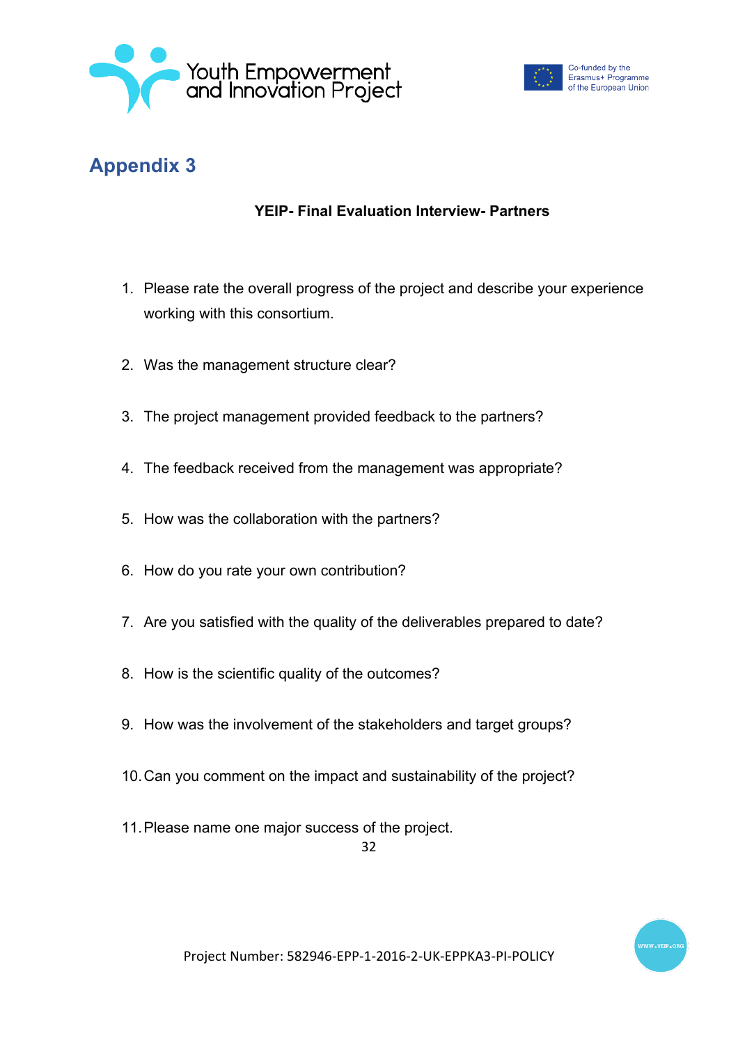# Appendix 3

**YEIP- Final Evaluation Interview- Partners**

1. Please rate the overall progress of the project and describe your experience working with this consortium.

2. Was the management structure clear?

3. The project management provided feedback to the partners?

4. The feedback received from the management was appropriate?

5. How was the collaboration with the partners?

6. How do you rate your own contribution?

7. Are you satisfied with the quality of the deliverables prepared to date?

8. How is the scientific quality of the outcomes?

9. How was the involvement of the stakeholders and target groups?

10. Can you comment on the impact and sustainability of the project?

11. Please name one major success of the project.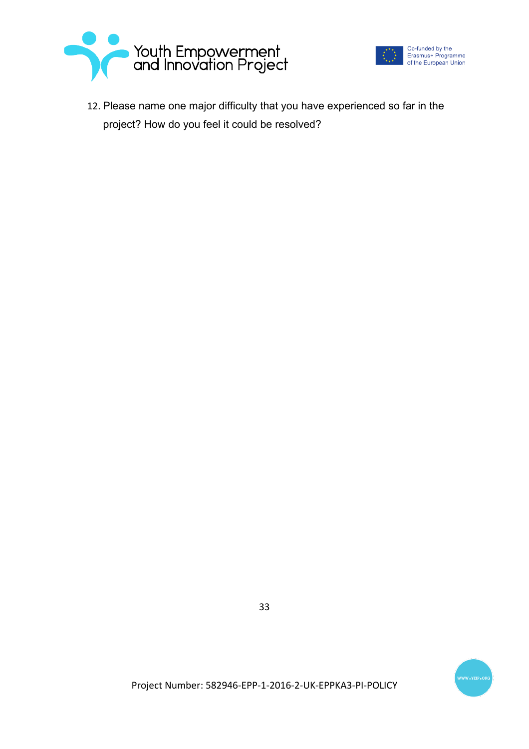12. Please name one major difficulty that you have experienced so far in the project? How do you feel it could be resolved?